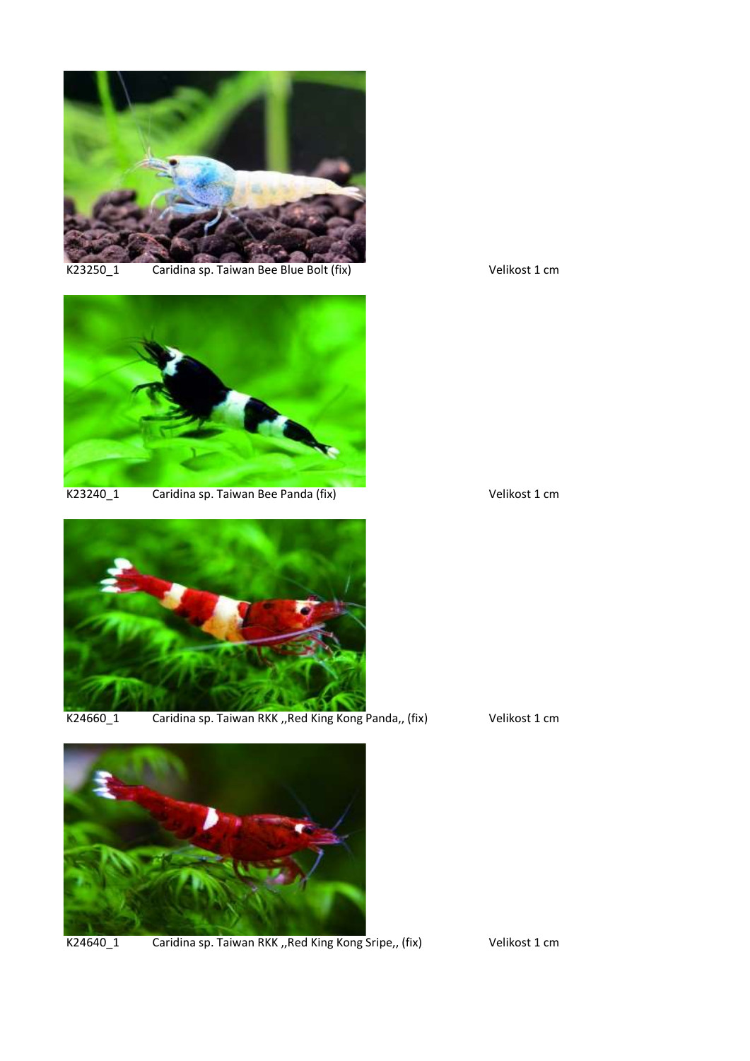K23250_1 Caridina sp. Taiwan Bee Blue Bolt (fix) Velikost 1 cm

K23240_1 Caridina sp. Taiwan Bee Panda (fix) Velikost 1 cm

K24660_1 Caridina sp. Taiwan RKK ,,Red King Kong Panda,, (fix) Velikost 1 cm

K24640_1 Caridina sp. Taiwan RKK ,,Red King Kong Sripe,, (fix) Velikost 1 cm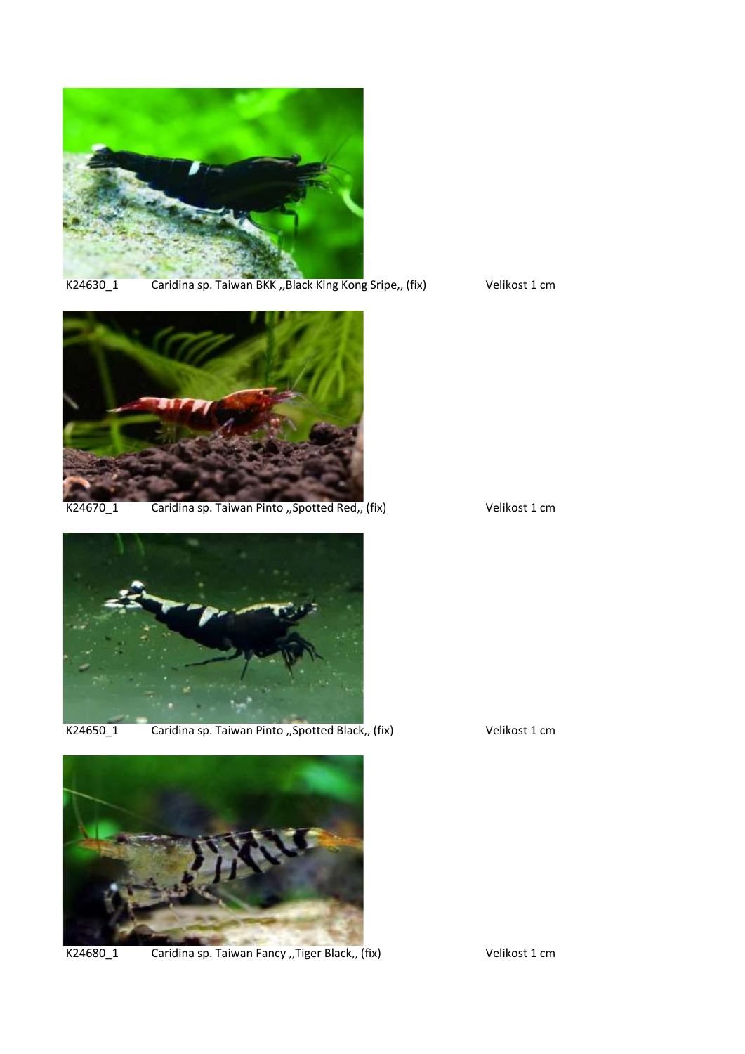K24630_1 Caridina sp. Taiwan BKK ,,Black King Kong Sripe,, (fix) Velikost 1 cm

K24670_1 Caridina sp. Taiwan Pinto ,,Spotted Red,, (fix) Velikost 1 cm

K24650_1 Caridina sp. Taiwan Pinto ,,Spotted Black,, (fix) Velikost 1 cm

K24680_1 Caridina sp. Taiwan Fancy ,,Tiger Black,, (fix) Velikost 1 cm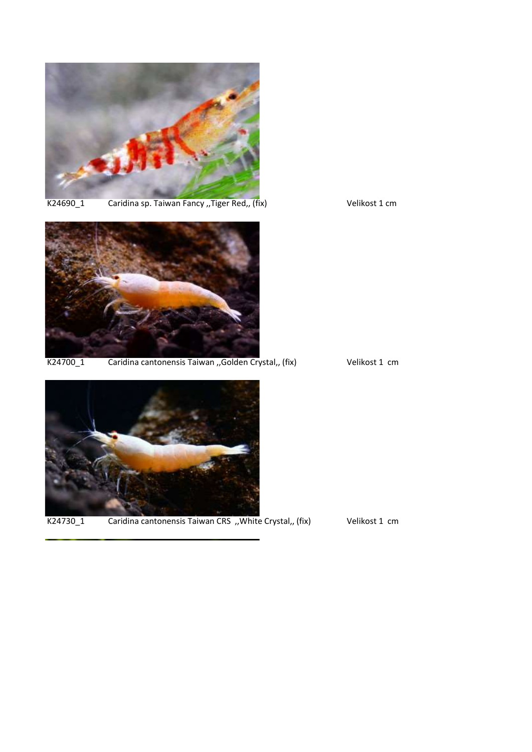K24690_1 Caridina sp. Taiwan Fancy ,,Tiger Red,, (fix) Velikost 1 cm

K24700_1 Caridina cantonensis Taiwan ,,Golden Crystal,, (fix) Velikost 1 cm

K24730_1 Caridina cantonensis Taiwan CRS ,,White Crystal,, (fix) Velikost 1 cm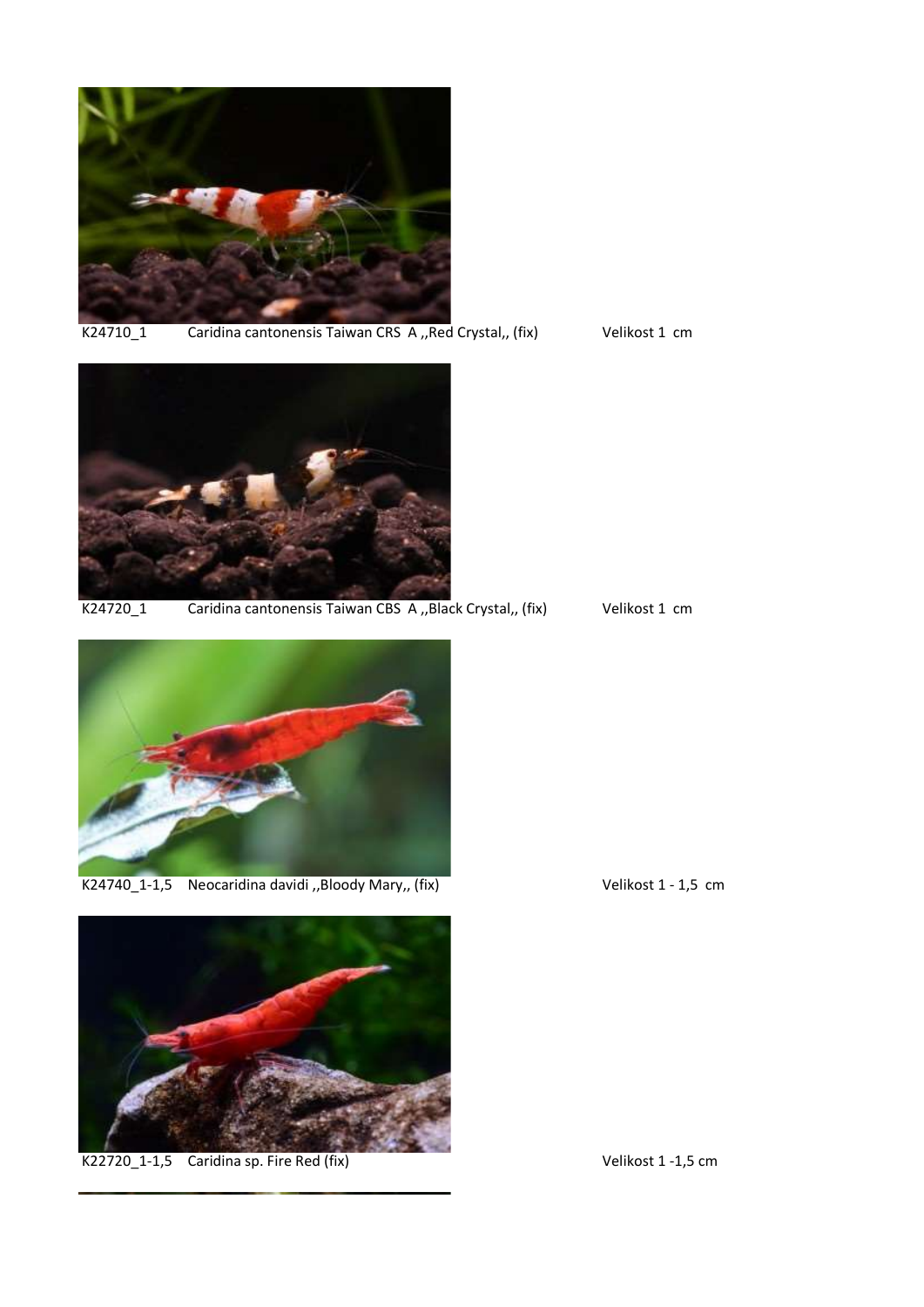K24710_1 Caridina cantonensis Taiwan CRS A ,,Red Crystal,, (fix) Velikost 1 cm

K24720_1 Caridina cantonensis Taiwan CBS A ,,Black Crystal,, (fix) Velikost 1 cm

K24740_1-1,5 Neocaridina davidi ,,Bloody Mary,, (fix) Velikost 1 - 1,5 cm

K22720_1-1,5 Caridina sp. Fire Red (fix) Velikost 1 -1,5 cm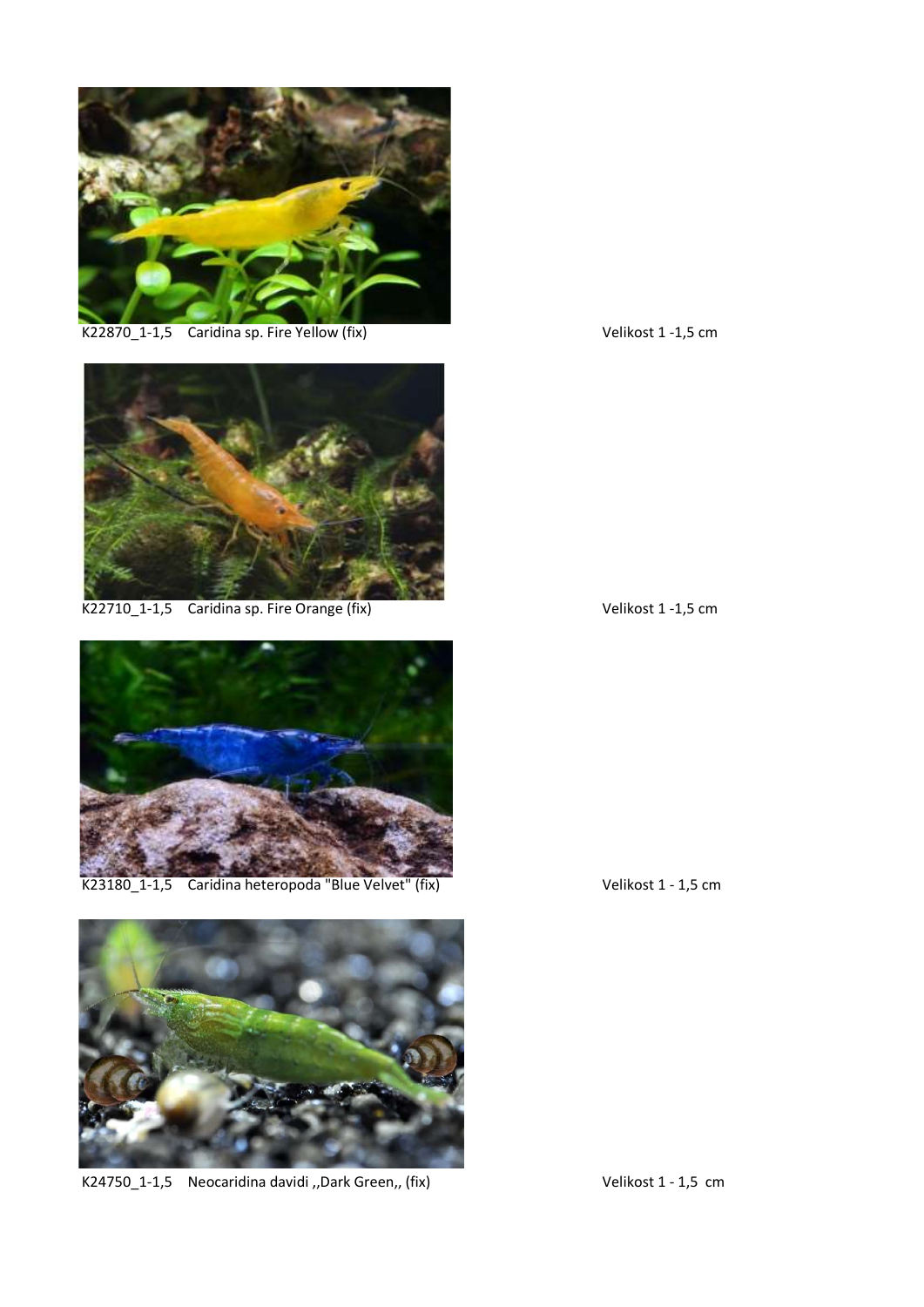K22870_1-1,5 Caridina sp. Fire Yellow (fix) Velikost 1 -1,5 cm

K22710_1-1,5 Caridina sp. Fire Orange (fix) Velikost 1 -1,5 cm

K23180_1-1,5 Caridina heteropoda "Blue Velvet" (fix) Velikost 1 - 1,5 cm

K24750_1-1,5 Neocaridina davidi ,,Dark Green,, (fix) Velikost 1 - 1,5 cm